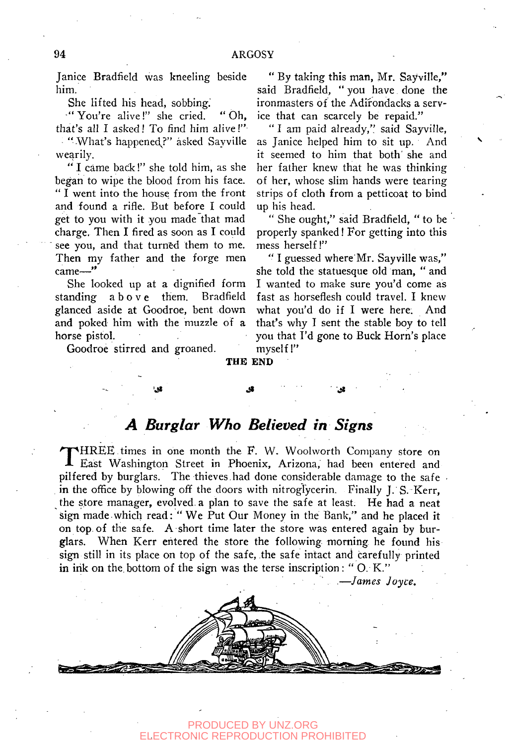Janice Bradfield was kneeling beside him.

She lifted his head, sobbing.

"You're alive!" she cried. "Oh, that's all I asked! To find him alive!"

"What's happened?" asked Sayville wearily.

"I came back!" she told him, as she began to wipe the blood from his face. "I went into the house from the front and found a rifle. But before I could get to you with it you made that mad charge. Then I fired as soon as I could see you, and that turned them to me. Then my father and the forge men came—"

She looked up at a dignified form standing above them. Bradfield glanced aside at Goodroe, bent down and poked him with the muzzle of a horse pistol.

Goodroe stirred and groaned.

"By taking this man, Mr. Sayville," said Bradfield, "you have done the ironmasters of the Adirondacks a service that can scarcely be repaid."

"I am paid already," said Sayville, as Janice helped him to sit up. And it seemed to him that both she and her father knew that he was thinking of her, whose slim hands were tearing strips of cloth from a petticoat to bind up his head.

"She ought," said Bradfield, "to be properly spanked! For getting into this mess herself!"

"I guessed where Mr. Sayville was," she told the statuesque old man, "and I wanted to make sure you'd come as fast as horseflesh could travel. I knew what you'd do if I were here. And that's why I sent the stable boy to tell you that I'd gone to Buck Horn's place myself!"

**THE END**

## *A Burglar Who Believed in Signs*

THREE times in one month the F. W. Woolworth Company store on East Washington Street in Phoenix, Arizona, had been entered and pilfered by burglars. The thieves had done considerable damage to the safe in the office by blowing off the doors with nitroglycerin. Finally J. S. Kerr, the store manager, evolved a plan to save the safe at least. He had a neat sign made which read: "We Put Our Money in the Bank," and he placed it on top of the safe. A short time later the store was entered again by burglars. When Kerr entered the store the following morning he found his sign still in its place on top of the safe, the safe intact and carefully printed in ink on the bottom of the sign was the terse inscription: "O. K."

*—James Joyce.*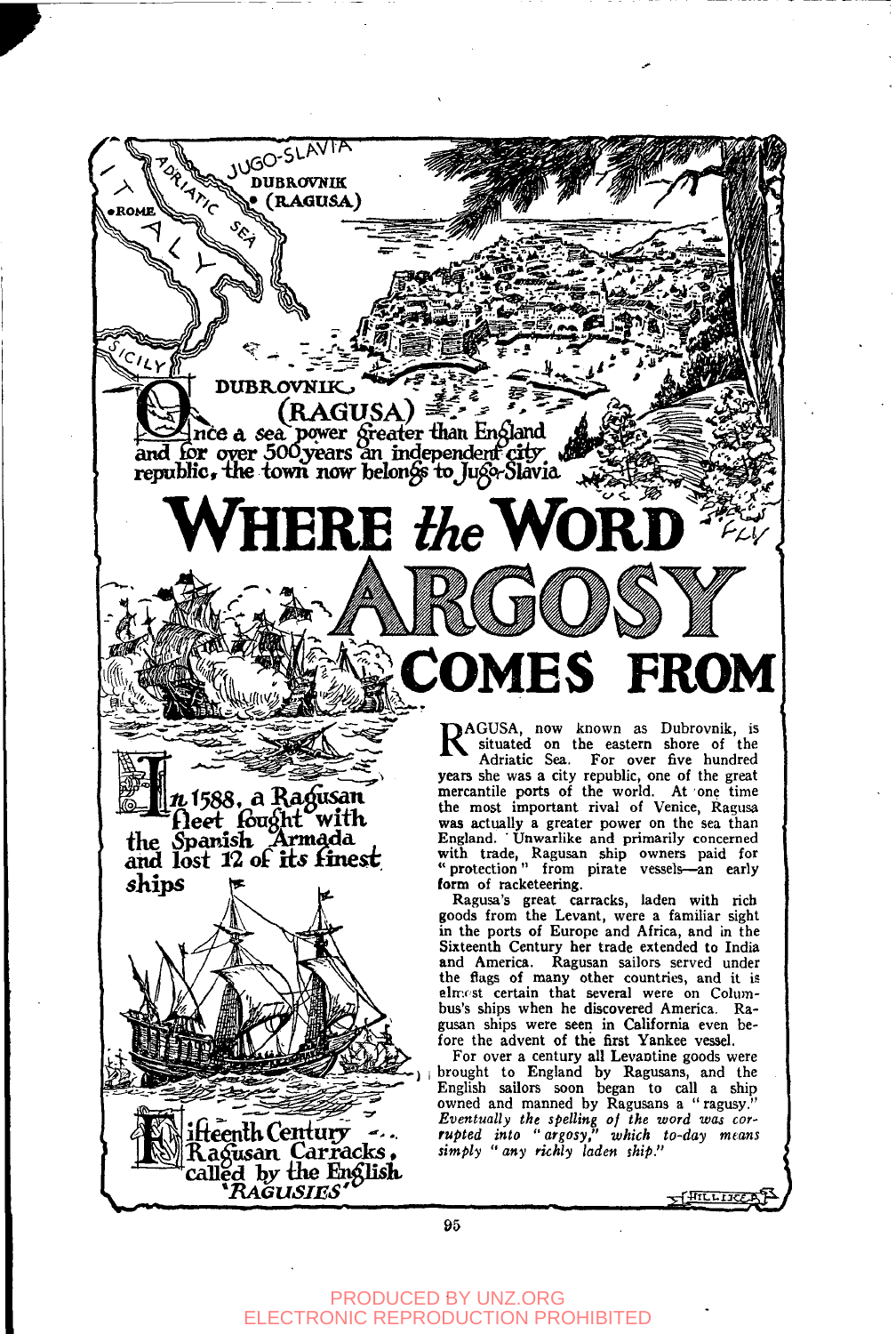DUBROVNIK (RAGUSA)

Once a sea power greater than England and for over 500 years an independent city republic, the town now belongs to Jugo-Slavia

# WHERE *the* WORD ARGOSY COMES FROM

In 1588, a Ragusan fleet fought with the Spanish Armada and lost 12 of its finest ships

Fifteenth Century Ragusan Carracks, called by the English '*RAGUSIES*'

RAGUSA, now known as Dubrovnik, is situated on the eastern shore of the Adriatic Sea. For over five hundred years she was a city republic, one of the great mercantile ports of the world. At one time the most important rival of Venice, Ragusa was actually a greater power on the sea than England. Unwarlike and primarily concerned with trade, Ragusan ship owners paid for "protection" from pirate vessels—an early form of racketeering.

Ragusa's great carracks, laden with rich goods from the Levant, were a familiar sight in the ports of Europe and Africa, and in the Sixteenth Century her trade extended to India and America. Ragusan sailors served under the flags of many other countries, and it is almost certain that several were on Columbus's ships when he discovered America. Ragusan ships were seen in California even before the advent of the first Yankee vessel.

For over a century all Levantine goods were brought to England by Ragusans, and the English sailors soon began to call a ship owned and manned by Ragusans a "ragusy." *Eventually the spelling of the word was corrupted into "argosy," which to-day means simply "any richly laden ship."*